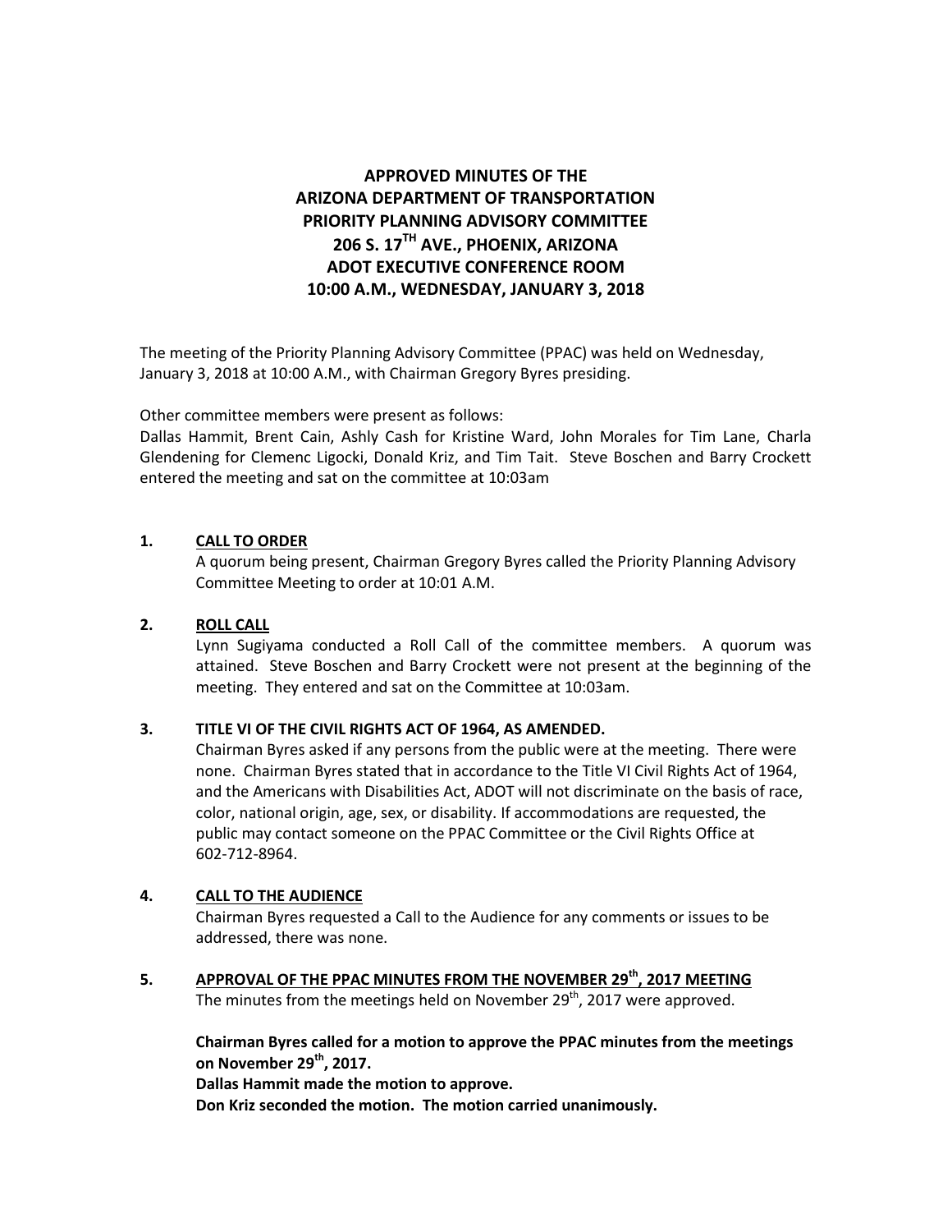# APPROVED MINUTES OF THE ARIZONA DEPARTMENT OF TRANSPORTATION PRIORITY PLANNING ADVISORY COMMITTEE 206 S. 17TH AVE., PHOENIX, ARIZONA ADOT EXECUTIVE CONFERENCE ROOM 10:00 A.M., WEDNESDAY, JANUARY 3, 2018

The meeting of the Priority Planning Advisory Committee (PPAC) was held on Wednesday, January 3, 2018 at 10:00 A.M., with Chairman Gregory Byres presiding.

Other committee members were present as follows:
Dallas Hammit, Brent Cain, Ashly Cash for Kristine Ward, John Morales for Tim Lane, Charla Glendening for Clemenc Ligocki, Donald Kriz, and Tim Tait. Steve Boschen and Barry Crockett entered the meeting and sat on the committee at 10:03am

## 1. CALL TO ORDER

A quorum being present, Chairman Gregory Byres called the Priority Planning Advisory Committee Meeting to order at 10:01 A.M.

## 2. ROLL CALL

Lynn Sugiyama conducted a Roll Call of the committee members. A quorum was attained. Steve Boschen and Barry Crockett were not present at the beginning of the meeting. They entered and sat on the Committee at 10:03am.

## 3. TITLE VI OF THE CIVIL RIGHTS ACT OF 1964, AS AMENDED.

Chairman Byres asked if any persons from the public were at the meeting. There were none. Chairman Byres stated that in accordance to the Title VI Civil Rights Act of 1964, and the Americans with Disabilities Act, ADOT will not discriminate on the basis of race, color, national origin, age, sex, or disability. If accommodations are requested, the public may contact someone on the PPAC Committee or the Civil Rights Office at 602-712-8964.

## 4. CALL TO THE AUDIENCE

Chairman Byres requested a Call to the Audience for any comments or issues to be addressed, there was none.

## 5. APPROVAL OF THE PPAC MINUTES FROM THE NOVEMBER 29th, 2017 MEETING

The minutes from the meetings held on November 29th, 2017 were approved.

**Chairman Byres called for a motion to approve the PPAC minutes from the meetings on November 29th, 2017.**
**Dallas Hammit made the motion to approve.**
**Don Kriz seconded the motion. The motion carried unanimously.**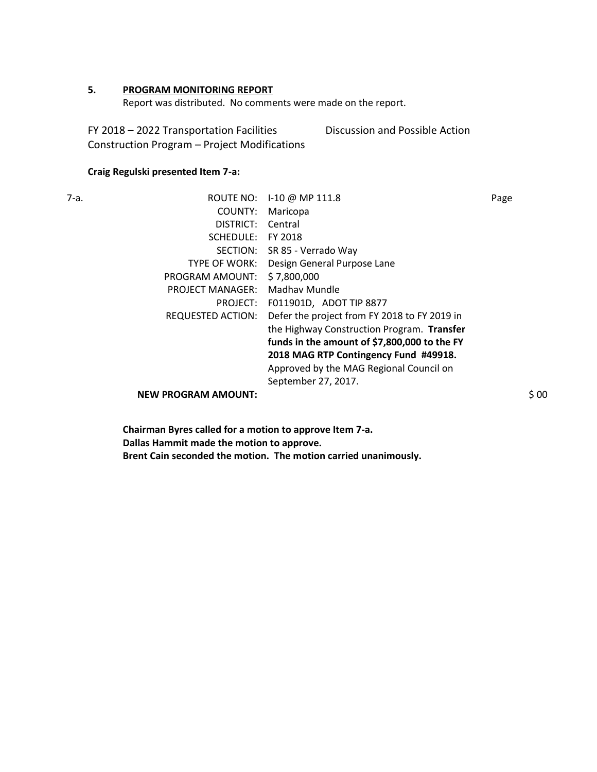**5. PROGRAM MONITORING REPORT**

Report was distributed. No comments were made on the report.

FY 2018 – 2022 Transportation Facilities Construction Program – Project Modifications — Discussion and Possible Action

**Craig Regulski presented Item 7-a:**

7-a.

| | | |
|---|---|---|
| ROUTE NO: | I-10 @ MP 111.8 | Page |
| COUNTY: | Maricopa | |
| DISTRICT: | Central | |
| SCHEDULE: | FY 2018 | |
| SECTION: | SR 85 - Verrado Way | |
| TYPE OF WORK: | Design General Purpose Lane | |
| PROGRAM AMOUNT: | $ 7,800,000 | |
| PROJECT MANAGER: | Madhav Mundle | |
| PROJECT: | F011901D, ADOT TIP 8877 | |
| REQUESTED ACTION: | Defer the project from FY 2018 to FY 2019 in the Highway Construction Program. **Transfer funds in the amount of $7,800,000 to the FY 2018 MAG RTP Contingency Fund #49918.** Approved by the MAG Regional Council on September 27, 2017. | |
| **NEW PROGRAM AMOUNT:** | | $ 00 |

**Chairman Byres called for a motion to approve Item 7-a.**
**Dallas Hammit made the motion to approve.**
**Brent Cain seconded the motion. The motion carried unanimously.**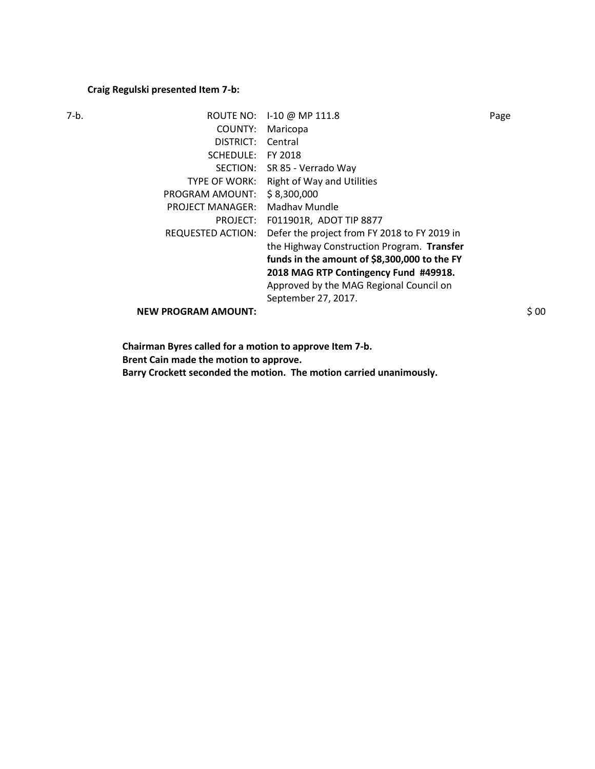**Craig Regulski presented Item 7-b:**

| 7-b. | | | |
|---|---|---|---|
| | ROUTE NO: | I-10 @ MP 111.8 | Page |
| | COUNTY: | Maricopa | |
| | DISTRICT: | Central | |
| | SCHEDULE: | FY 2018 | |
| | SECTION: | SR 85 - Verrado Way | |
| | TYPE OF WORK: | Right of Way and Utilities | |
| | PROGRAM AMOUNT: | $ 8,300,000 | |
| | PROJECT MANAGER: | Madhav Mundle | |
| | PROJECT: | F011901R, ADOT TIP 8877 | |
| | REQUESTED ACTION: | Defer the project from FY 2018 to FY 2019 in the Highway Construction Program. **Transfer funds in the amount of $8,300,000 to the FY 2018 MAG RTP Contingency Fund #49918.** Approved by the MAG Regional Council on September 27, 2017. | |
| | **NEW PROGRAM AMOUNT:** | | $ 00 |

**Chairman Byres called for a motion to approve Item 7-b.**
**Brent Cain made the motion to approve.**
**Barry Crockett seconded the motion. The motion carried unanimously.**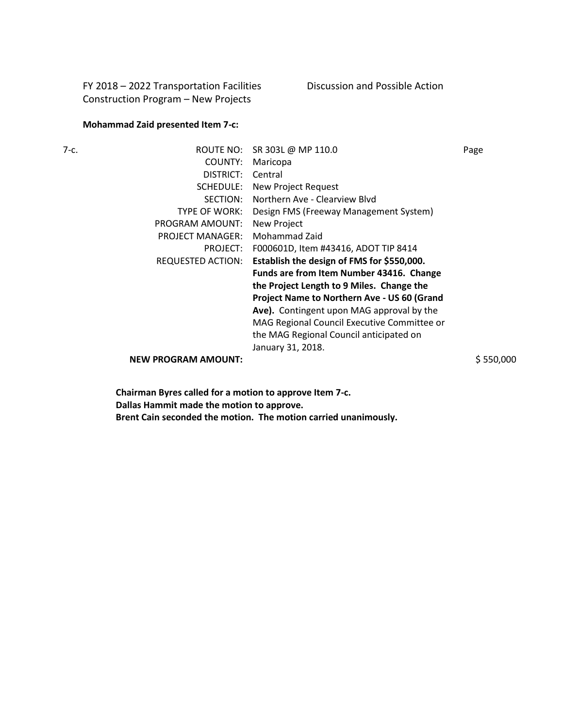FY 2018 – 2022 Transportation Facilities Construction Program – New Projects

Discussion and Possible Action

**Mohammad Zaid presented Item 7-c:**

| 7-c. | | | |
|---|---|---|---|
| | ROUTE NO: | SR 303L @ MP 110.0 | Page |
| | COUNTY: | Maricopa | |
| | DISTRICT: | Central | |
| | SCHEDULE: | New Project Request | |
| | SECTION: | Northern Ave - Clearview Blvd | |
| | TYPE OF WORK: | Design FMS (Freeway Management System) | |
| | PROGRAM AMOUNT: | New Project | |
| | PROJECT MANAGER: | Mohammad Zaid | |
| | PROJECT: | F000601D, Item #43416, ADOT TIP 8414 | |
| | REQUESTED ACTION: | **Establish the design of FMS for $550,000. Funds are from Item Number 43416. Change the Project Length to 9 Miles. Change the Project Name to Northern Ave - US 60 (Grand Ave).** Contingent upon MAG approval by the MAG Regional Council Executive Committee or the MAG Regional Council anticipated on January 31, 2018. | |
| | **NEW PROGRAM AMOUNT:** | | $ 550,000 |

**Chairman Byres called for a motion to approve Item 7-c.**
**Dallas Hammit made the motion to approve.**
**Brent Cain seconded the motion. The motion carried unanimously.**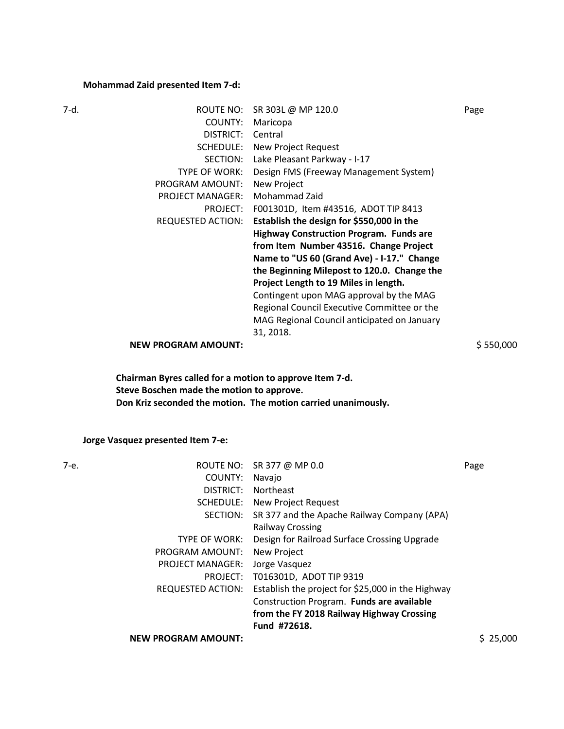**Mohammad Zaid presented Item 7-d:**

| 7-d. | | | |
|---|---|---|---|
| | ROUTE NO: | SR 303L @ MP 120.0 | Page |
| | COUNTY: | Maricopa | |
| | DISTRICT: | Central | |
| | SCHEDULE: | New Project Request | |
| | SECTION: | Lake Pleasant Parkway - I-17 | |
| | TYPE OF WORK: | Design FMS (Freeway Management System) | |
| | PROGRAM AMOUNT: | New Project | |
| | PROJECT MANAGER: | Mohammad Zaid | |
| | PROJECT: | F001301D, Item #43516, ADOT TIP 8413 | |
| | REQUESTED ACTION: | **Establish the design for $550,000 in the Highway Construction Program. Funds are from Item Number 43516. Change Project Name to "US 60 (Grand Ave) - I-17." Change the Beginning Milepost to 120.0. Change the Project Length to 19 Miles in length.** Contingent upon MAG approval by the MAG Regional Council Executive Committee or the MAG Regional Council anticipated on January 31, 2018. | |
| | **NEW PROGRAM AMOUNT:** | | $ 550,000 |

**Chairman Byres called for a motion to approve Item 7-d.**
**Steve Boschen made the motion to approve.**
**Don Kriz seconded the motion. The motion carried unanimously.**

**Jorge Vasquez presented Item 7-e:**

| 7-e. | | | |
|---|---|---|---|
| | ROUTE NO: | SR 377 @ MP 0.0 | Page |
| | COUNTY: | Navajo | |
| | DISTRICT: | Northeast | |
| | SCHEDULE: | New Project Request | |
| | SECTION: | SR 377 and the Apache Railway Company (APA) Railway Crossing | |
| | TYPE OF WORK: | Design for Railroad Surface Crossing Upgrade | |
| | PROGRAM AMOUNT: | New Project | |
| | PROJECT MANAGER: | Jorge Vasquez | |
| | PROJECT: | T016301D, ADOT TIP 9319 | |
| | REQUESTED ACTION: | Establish the project for $25,000 in the Highway Construction Program. **Funds are available from the FY 2018 Railway Highway Crossing Fund #72618.** | |
| | **NEW PROGRAM AMOUNT:** | | $ 25,000 |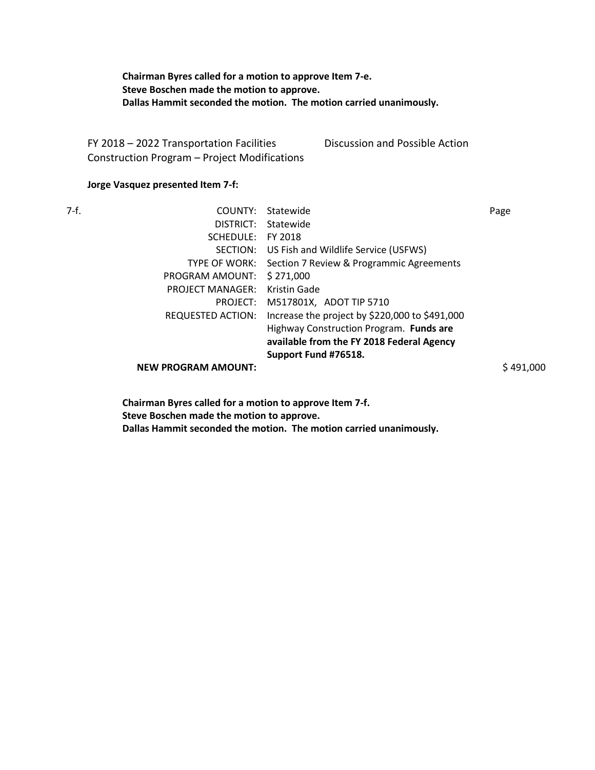**Chairman Byres called for a motion to approve Item 7-e.**
**Steve Boschen made the motion to approve.**
**Dallas Hammit seconded the motion. The motion carried unanimously.**

FY 2018 – 2022 Transportation Facilities Construction Program – Project Modifications — Discussion and Possible Action

**Jorge Vasquez presented Item 7-f:**

7-f.

| | | Page |
|---|---|---|
| COUNTY: | Statewide | |
| DISTRICT: | Statewide | |
| SCHEDULE: | FY 2018 | |
| SECTION: | US Fish and Wildlife Service (USFWS) | |
| TYPE OF WORK: | Section 7 Review & Programmic Agreements | |
| PROGRAM AMOUNT: | $ 271,000 | |
| PROJECT MANAGER: | Kristin Gade | |
| PROJECT: | M517801X, ADOT TIP 5710 | |
| REQUESTED ACTION: | Increase the project by $220,000 to $491,000 Highway Construction Program. **Funds are available from the FY 2018 Federal Agency Support Fund #76518.** | |
| **NEW PROGRAM AMOUNT:** | | $ 491,000 |

**Chairman Byres called for a motion to approve Item 7-f.**
**Steve Boschen made the motion to approve.**
**Dallas Hammit seconded the motion. The motion carried unanimously.**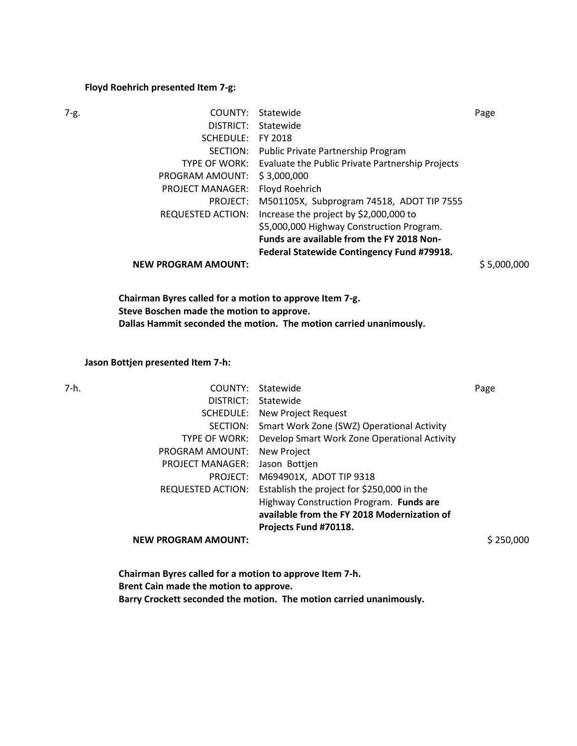**Floyd Roehrich presented Item 7-g:**

| 7-g. | | | |
|---|---|---|---|
| | COUNTY: | Statewide | Page |
| | DISTRICT: | Statewide | |
| | SCHEDULE: | FY 2018 | |
| | SECTION: | Public Private Partnership Program | |
| | TYPE OF WORK: | Evaluate the Public Private Partnership Projects | |
| | PROGRAM AMOUNT: | $ 3,000,000 | |
| | PROJECT MANAGER: | Floyd Roehrich | |
| | PROJECT: | M501105X, Subprogram 74518, ADOT TIP 7555 | |
| | REQUESTED ACTION: | Increase the project by $2,000,000 to $5,000,000 Highway Construction Program. **Funds are available from the FY 2018 Non-Federal Statewide Contingency Fund #79918.** | |
| | **NEW PROGRAM AMOUNT:** | | $ 5,000,000 |

**Chairman Byres called for a motion to approve Item 7-g.**
**Steve Boschen made the motion to approve.**
**Dallas Hammit seconded the motion. The motion carried unanimously.**

**Jason Bottjen presented Item 7-h:**

| 7-h. | | | |
|---|---|---|---|
| | COUNTY: | Statewide | Page |
| | DISTRICT: | Statewide | |
| | SCHEDULE: | New Project Request | |
| | SECTION: | Smart Work Zone (SWZ) Operational Activity | |
| | TYPE OF WORK: | Develop Smart Work Zone Operational Activity | |
| | PROGRAM AMOUNT: | New Project | |
| | PROJECT MANAGER: | Jason Bottjen | |
| | PROJECT: | M694901X, ADOT TIP 9318 | |
| | REQUESTED ACTION: | Establish the project for $250,000 in the Highway Construction Program. **Funds are available from the FY 2018 Modernization of Projects Fund #70118.** | |
| | **NEW PROGRAM AMOUNT:** | | $ 250,000 |

**Chairman Byres called for a motion to approve Item 7-h.**
**Brent Cain made the motion to approve.**
**Barry Crockett seconded the motion. The motion carried unanimously.**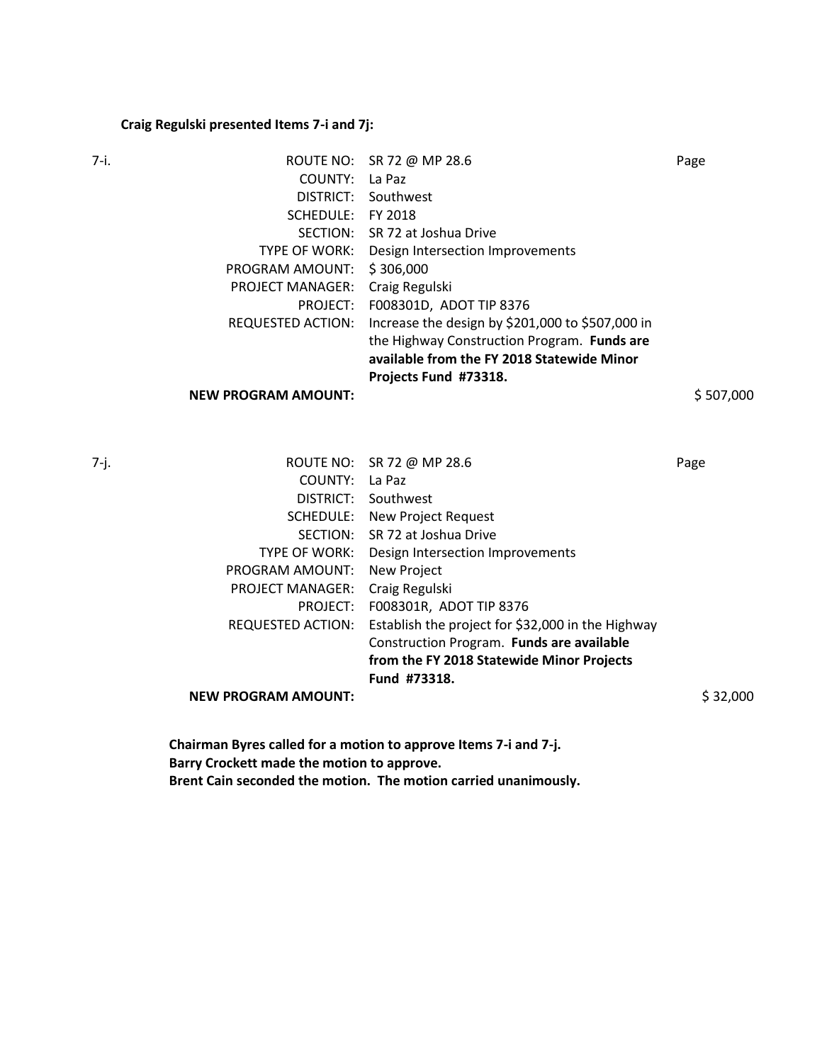**Craig Regulski presented Items 7-i and 7j:**

7-i.

| | | |
|---|---|---|
| ROUTE NO: | SR 72 @ MP 28.6 | Page |
| COUNTY: | La Paz | |
| DISTRICT: | Southwest | |
| SCHEDULE: | FY 2018 | |
| SECTION: | SR 72 at Joshua Drive | |
| TYPE OF WORK: | Design Intersection Improvements | |
| PROGRAM AMOUNT: | $ 306,000 | |
| PROJECT MANAGER: | Craig Regulski | |
| PROJECT: | F008301D, ADOT TIP 8376 | |
| REQUESTED ACTION: | Increase the design by $201,000 to $507,000 in the Highway Construction Program. **Funds are available from the FY 2018 Statewide Minor Projects Fund #73318.** | |
| **NEW PROGRAM AMOUNT:** | | $ 507,000 |

7-j.

| | | |
|---|---|---|
| ROUTE NO: | SR 72 @ MP 28.6 | Page |
| COUNTY: | La Paz | |
| DISTRICT: | Southwest | |
| SCHEDULE: | New Project Request | |
| SECTION: | SR 72 at Joshua Drive | |
| TYPE OF WORK: | Design Intersection Improvements | |
| PROGRAM AMOUNT: | New Project | |
| PROJECT MANAGER: | Craig Regulski | |
| PROJECT: | F008301R, ADOT TIP 8376 | |
| REQUESTED ACTION: | Establish the project for $32,000 in the Highway Construction Program. **Funds are available from the FY 2018 Statewide Minor Projects Fund #73318.** | |
| **NEW PROGRAM AMOUNT:** | | $ 32,000 |

**Chairman Byres called for a motion to approve Items 7-i and 7-j.**
**Barry Crockett made the motion to approve.**
**Brent Cain seconded the motion. The motion carried unanimously.**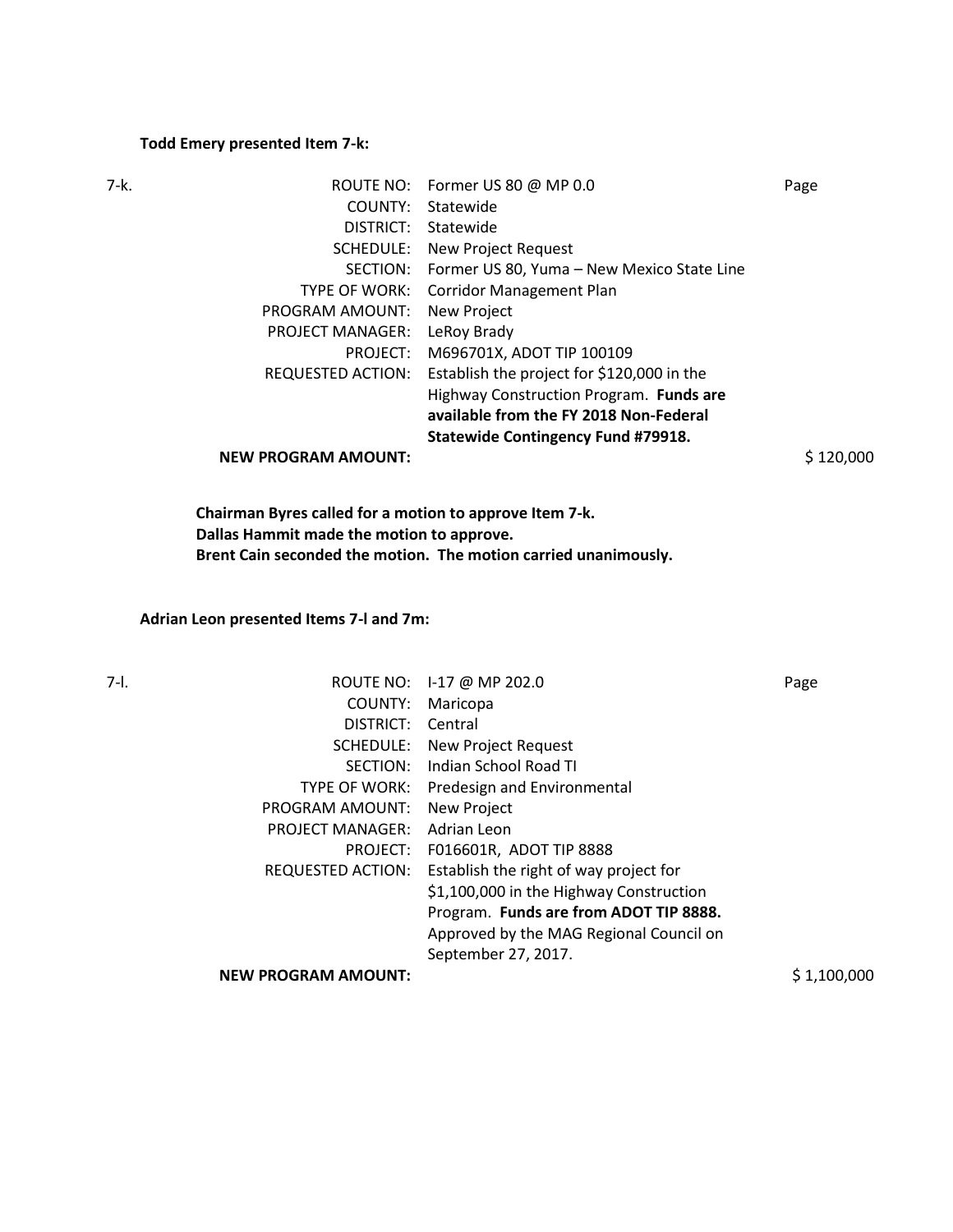**Todd Emery presented Item 7-k:**

| 7-k. | ROUTE NO: | Former US 80 @ MP 0.0 | Page |
|---|---|---|---|
| | COUNTY: | Statewide | |
| | DISTRICT: | Statewide | |
| | SCHEDULE: | New Project Request | |
| | SECTION: | Former US 80, Yuma – New Mexico State Line | |
| | TYPE OF WORK: | Corridor Management Plan | |
| | PROGRAM AMOUNT: | New Project | |
| | PROJECT MANAGER: | LeRoy Brady | |
| | PROJECT: | M696701X, ADOT TIP 100109 | |
| | REQUESTED ACTION: | Establish the project for $120,000 in the Highway Construction Program. **Funds are available from the FY 2018 Non-Federal Statewide Contingency Fund #79918.** | |
| | **NEW PROGRAM AMOUNT:** | | $ 120,000 |

**Chairman Byres called for a motion to approve Item 7-k.**
**Dallas Hammit made the motion to approve.**
**Brent Cain seconded the motion. The motion carried unanimously.**

**Adrian Leon presented Items 7-l and 7m:**

| 7-l. | ROUTE NO: | I-17 @ MP 202.0 | Page |
|---|---|---|---|
| | COUNTY: | Maricopa | |
| | DISTRICT: | Central | |
| | SCHEDULE: | New Project Request | |
| | SECTION: | Indian School Road TI | |
| | TYPE OF WORK: | Predesign and Environmental | |
| | PROGRAM AMOUNT: | New Project | |
| | PROJECT MANAGER: | Adrian Leon | |
| | PROJECT: | F016601R, ADOT TIP 8888 | |
| | REQUESTED ACTION: | Establish the right of way project for $1,100,000 in the Highway Construction Program. **Funds are from ADOT TIP 8888.** Approved by the MAG Regional Council on September 27, 2017. | |
| | **NEW PROGRAM AMOUNT:** | | $ 1,100,000 |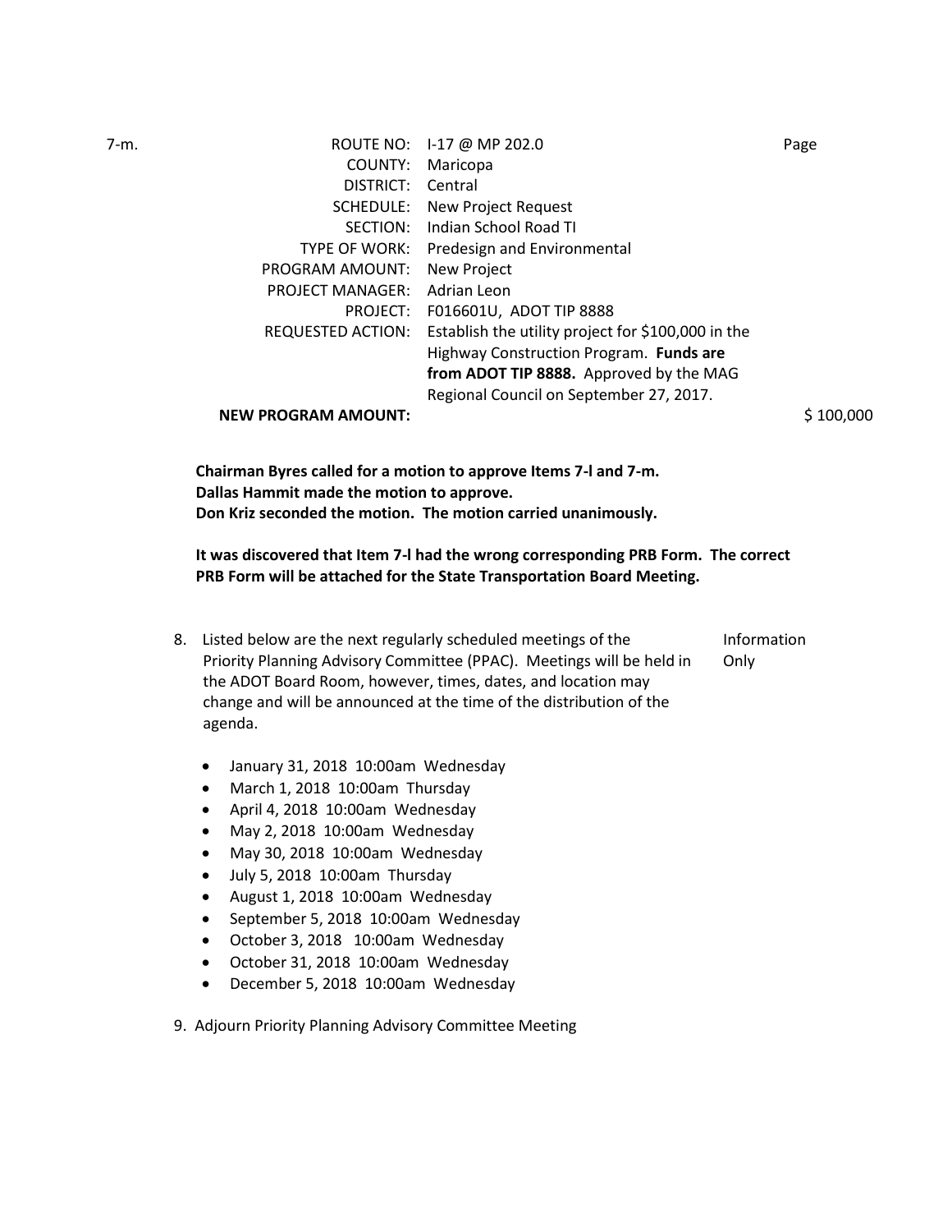7-m.

| | | |
|---|---|---|
| ROUTE NO: | I-17 @ MP 202.0 | Page |
| COUNTY: | Maricopa | |
| DISTRICT: | Central | |
| SCHEDULE: | New Project Request | |
| SECTION: | Indian School Road TI | |
| TYPE OF WORK: | Predesign and Environmental | |
| PROGRAM AMOUNT: | New Project | |
| PROJECT MANAGER: | Adrian Leon | |
| PROJECT: | F016601U, ADOT TIP 8888 | |
| REQUESTED ACTION: | Establish the utility project for $100,000 in the Highway Construction Program. **Funds are from ADOT TIP 8888.** Approved by the MAG Regional Council on September 27, 2017. | |
| **NEW PROGRAM AMOUNT:** | | $ 100,000 |

**Chairman Byres called for a motion to approve Items 7-l and 7-m.**
**Dallas Hammit made the motion to approve.**
**Don Kriz seconded the motion. The motion carried unanimously.**

**It was discovered that Item 7-l had the wrong corresponding PRB Form. The correct PRB Form will be attached for the State Transportation Board Meeting.**

8. Listed below are the next regularly scheduled meetings of the Priority Planning Advisory Committee (PPAC). Meetings will be held in the ADOT Board Room, however, times, dates, and location may change and will be announced at the time of the distribution of the agenda. — Information Only

   - January 31, 2018 10:00am Wednesday
   - March 1, 2018 10:00am Thursday
   - April 4, 2018 10:00am Wednesday
   - May 2, 2018 10:00am Wednesday
   - May 30, 2018 10:00am Wednesday
   - July 5, 2018 10:00am Thursday
   - August 1, 2018 10:00am Wednesday
   - September 5, 2018 10:00am Wednesday
   - October 3, 2018 10:00am Wednesday
   - October 31, 2018 10:00am Wednesday
   - December 5, 2018 10:00am Wednesday

9. Adjourn Priority Planning Advisory Committee Meeting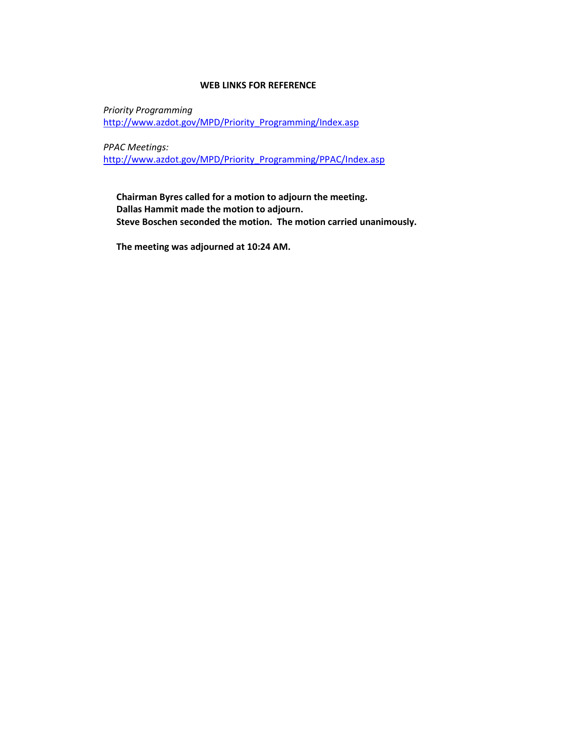**WEB LINKS FOR REFERENCE**

*Priority Programming*
http://www.azdot.gov/MPD/Priority_Programming/Index.asp

*PPAC Meetings:*
http://www.azdot.gov/MPD/Priority_Programming/PPAC/Index.asp

**Chairman Byres called for a motion to adjourn the meeting.**
**Dallas Hammit made the motion to adjourn.**
**Steve Boschen seconded the motion. The motion carried unanimously.**

**The meeting was adjourned at 10:24 AM.**